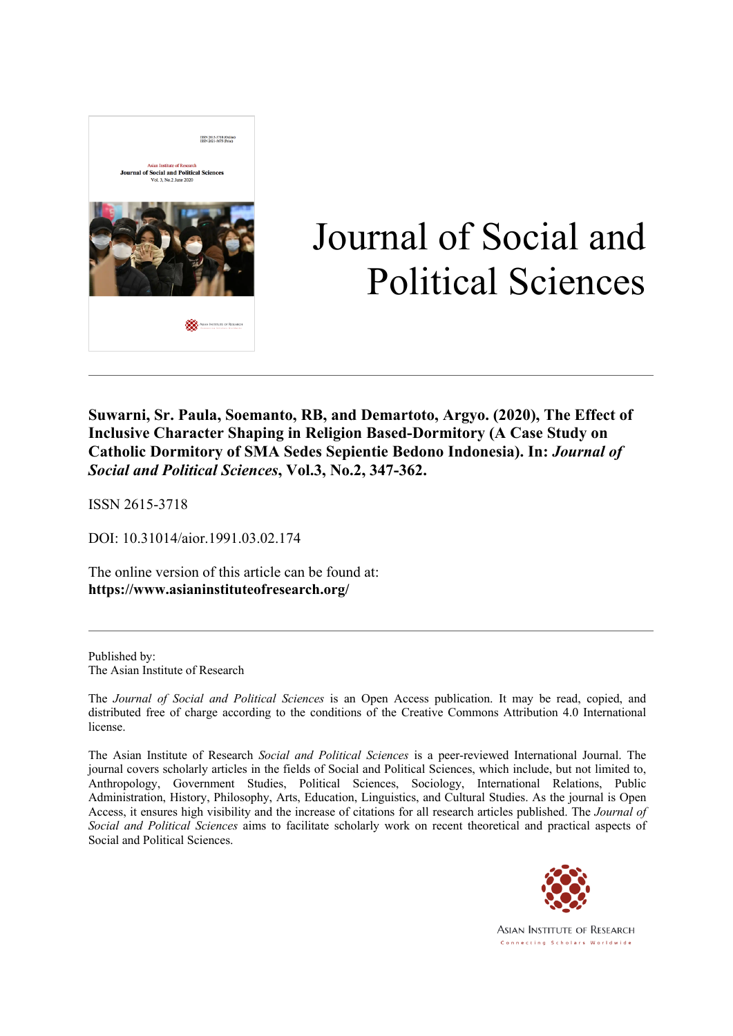# Journal of Social and Political Sciences

**Suwarni, Sr. Paula, Soemanto, RB, and Demartoto, Argyo. (2020), The Effect of Inclusive Character Shaping in Religion Based-Dormitory (A Case Study on Catholic Dormitory of SMA Sedes Sepientie Bedono Indonesia). In: *Journal of Social and Political Sciences*, Vol.3, No.2, 347-362.**

ISSN 2615-3718

DOI: 10.31014/aior.1991.03.02.174

The online version of this article can be found at:
**https://www.asianinstituteofresearch.org/**

---

Published by:
The Asian Institute of Research

The *Journal of Social and Political Sciences* is an Open Access publication. It may be read, copied, and distributed free of charge according to the conditions of the Creative Commons Attribution 4.0 International license.

The Asian Institute of Research *Social and Political Sciences* is a peer-reviewed International Journal. The journal covers scholarly articles in the fields of Social and Political Sciences, which include, but not limited to, Anthropology, Government Studies, Political Sciences, Sociology, International Relations, Public Administration, History, Philosophy, Arts, Education, Linguistics, and Cultural Studies. As the journal is Open Access, it ensures high visibility and the increase of citations for all research articles published. The *Journal of Social and Political Sciences* aims to facilitate scholarly work on recent theoretical and practical aspects of Social and Political Sciences.

ASIAN INSTITUTE OF RESEARCH
Connecting Scholars Worldwide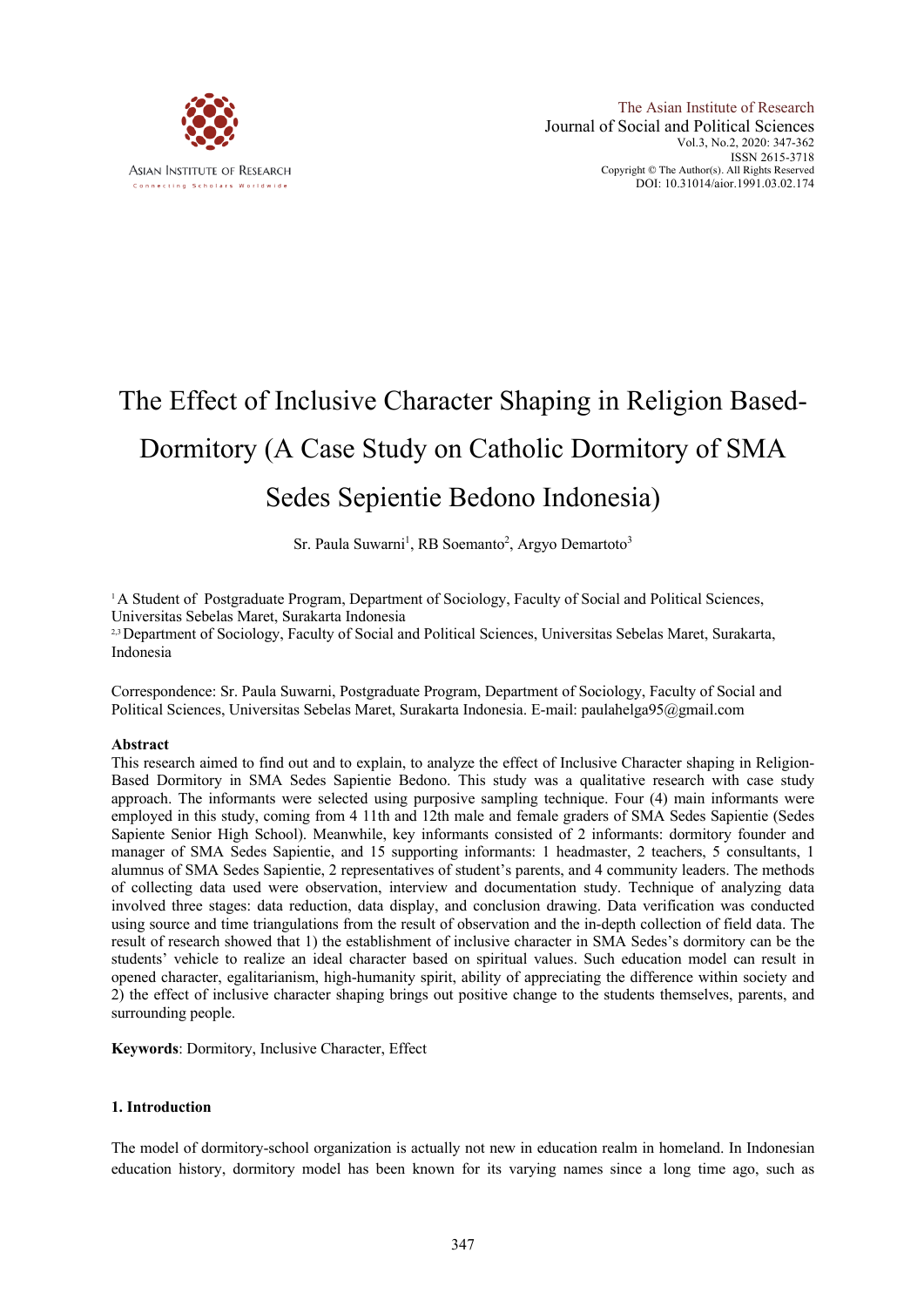# The Effect of Inclusive Character Shaping in Religion Based-Dormitory (A Case Study on Catholic Dormitory of SMA Sedes Sepientie Bedono Indonesia)

Sr. Paula Suwarni[1], RB Soemanto[2], Argyo Demartoto[3]

[1] A Student of Postgraduate Program, Department of Sociology, Faculty of Social and Political Sciences, Universitas Sebelas Maret, Surakarta Indonesia

[2,3] Department of Sociology, Faculty of Social and Political Sciences, Universitas Sebelas Maret, Surakarta, Indonesia

Correspondence: Sr. Paula Suwarni, Postgraduate Program, Department of Sociology, Faculty of Social and Political Sciences, Universitas Sebelas Maret, Surakarta Indonesia. E-mail: paulahelga95@gmail.com

## Abstract

This research aimed to find out and to explain, to analyze the effect of Inclusive Character shaping in Religion-Based Dormitory in SMA Sedes Sapientie Bedono. This study was a qualitative research with case study approach. The informants were selected using purposive sampling technique. Four (4) main informants were employed in this study, coming from 4 11th and 12th male and female graders of SMA Sedes Sapientie (Sedes Sapiente Senior High School). Meanwhile, key informants consisted of 2 informants: dormitory founder and manager of SMA Sedes Sapientie, and 15 supporting informants: 1 headmaster, 2 teachers, 5 consultants, 1 alumnus of SMA Sedes Sapientie, 2 representatives of student's parents, and 4 community leaders. The methods of collecting data used were observation, interview and documentation study. Technique of analyzing data involved three stages: data reduction, data display, and conclusion drawing. Data verification was conducted using source and time triangulations from the result of observation and the in-depth collection of field data. The result of research showed that 1) the establishment of inclusive character in SMA Sedes's dormitory can be the students' vehicle to realize an ideal character based on spiritual values. Such education model can result in opened character, egalitarianism, high-humanity spirit, ability of appreciating the difference within society and 2) the effect of inclusive character shaping brings out positive change to the students themselves, parents, and surrounding people.

**Keywords**: Dormitory, Inclusive Character, Effect

## 1. Introduction

The model of dormitory-school organization is actually not new in education realm in homeland. In Indonesian education history, dormitory model has been known for its varying names since a long time ago, such as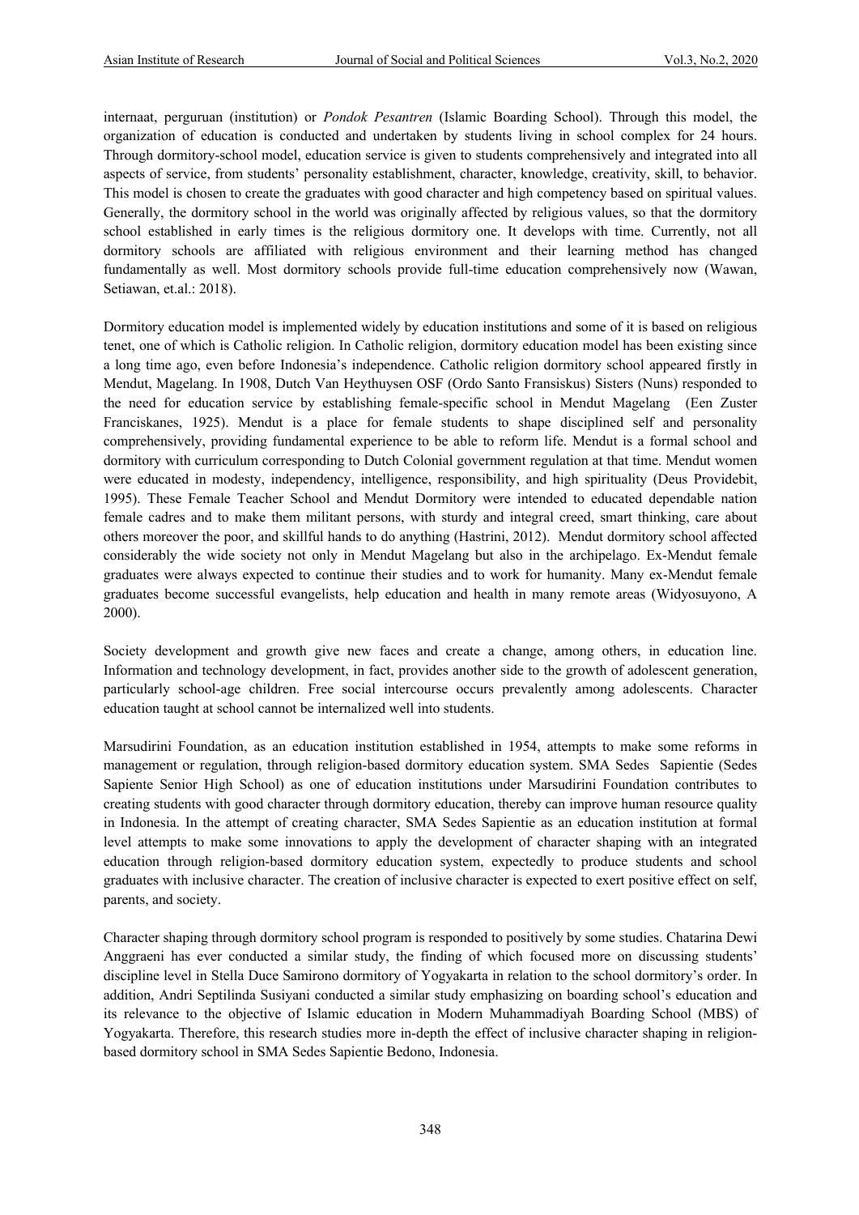internaat, perguruan (institution) or *Pondok Pesantren* (Islamic Boarding School). Through this model, the organization of education is conducted and undertaken by students living in school complex for 24 hours. Through dormitory-school model, education service is given to students comprehensively and integrated into all aspects of service, from students' personality establishment, character, knowledge, creativity, skill, to behavior. This model is chosen to create the graduates with good character and high competency based on spiritual values. Generally, the dormitory school in the world was originally affected by religious values, so that the dormitory school established in early times is the religious dormitory one. It develops with time. Currently, not all dormitory schools are affiliated with religious environment and their learning method has changed fundamentally as well. Most dormitory schools provide full-time education comprehensively now (Wawan, Setiawan, et.al.: 2018).

Dormitory education model is implemented widely by education institutions and some of it is based on religious tenet, one of which is Catholic religion. In Catholic religion, dormitory education model has been existing since a long time ago, even before Indonesia's independence. Catholic religion dormitory school appeared firstly in Mendut, Magelang. In 1908, Dutch Van Heythuysen OSF (Ordo Santo Fransiskus) Sisters (Nuns) responded to the need for education service by establishing female-specific school in Mendut Magelang (Een Zuster Franciskanes, 1925). Mendut is a place for female students to shape disciplined self and personality comprehensively, providing fundamental experience to be able to reform life. Mendut is a formal school and dormitory with curriculum corresponding to Dutch Colonial government regulation at that time. Mendut women were educated in modesty, independency, intelligence, responsibility, and high spirituality (Deus Providebit, 1995). These Female Teacher School and Mendut Dormitory were intended to educated dependable nation female cadres and to make them militant persons, with sturdy and integral creed, smart thinking, care about others moreover the poor, and skillful hands to do anything (Hastrini, 2012). Mendut dormitory school affected considerably the wide society not only in Mendut Magelang but also in the archipelago. Ex-Mendut female graduates were always expected to continue their studies and to work for humanity. Many ex-Mendut female graduates become successful evangelists, help education and health in many remote areas (Widyosuyono, A 2000).

Society development and growth give new faces and create a change, among others, in education line. Information and technology development, in fact, provides another side to the growth of adolescent generation, particularly school-age children. Free social intercourse occurs prevalently among adolescents. Character education taught at school cannot be internalized well into students.

Marsudirini Foundation, as an education institution established in 1954, attempts to make some reforms in management or regulation, through religion-based dormitory education system. SMA Sedes Sapientie (Sedes Sapiente Senior High School) as one of education institutions under Marsudirini Foundation contributes to creating students with good character through dormitory education, thereby can improve human resource quality in Indonesia. In the attempt of creating character, SMA Sedes Sapientie as an education institution at formal level attempts to make some innovations to apply the development of character shaping with an integrated education through religion-based dormitory education system, expectedly to produce students and school graduates with inclusive character. The creation of inclusive character is expected to exert positive effect on self, parents, and society.

Character shaping through dormitory school program is responded to positively by some studies. Chatarina Dewi Anggraeni has ever conducted a similar study, the finding of which focused more on discussing students' discipline level in Stella Duce Samirono dormitory of Yogyakarta in relation to the school dormitory's order. In addition, Andri Septilinda Susiyani conducted a similar study emphasizing on boarding school's education and its relevance to the objective of Islamic education in Modern Muhammadiyah Boarding School (MBS) of Yogyakarta. Therefore, this research studies more in-depth the effect of inclusive character shaping in religion-based dormitory school in SMA Sedes Sapientie Bedono, Indonesia.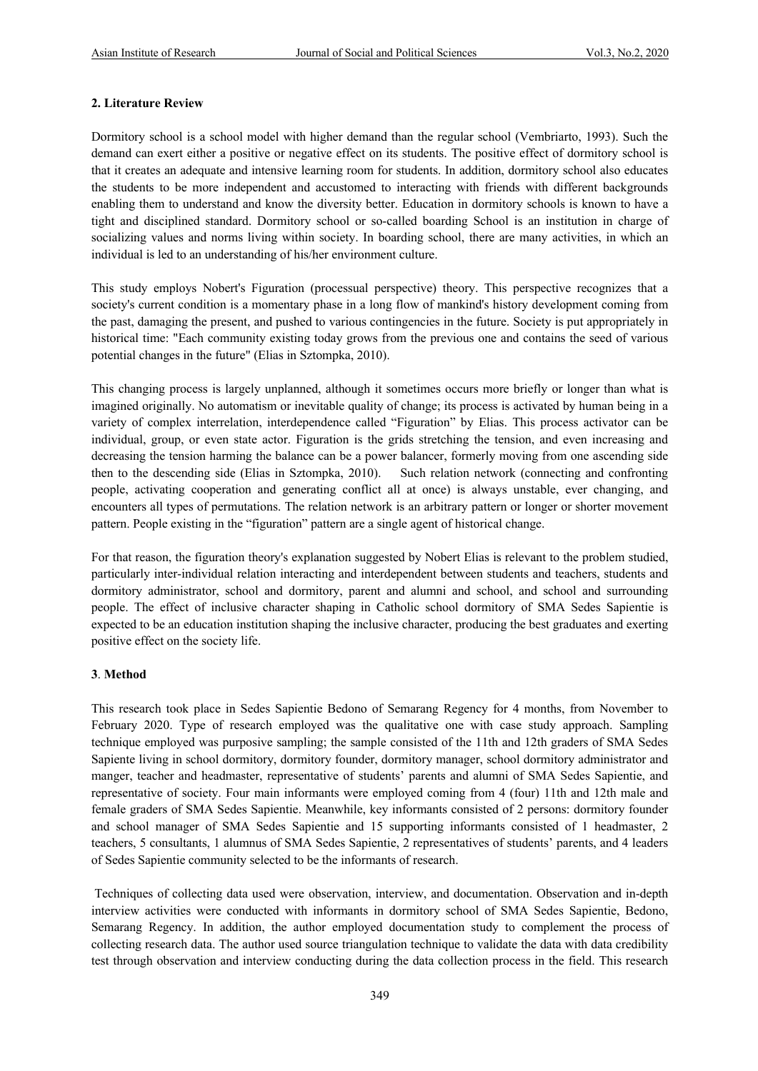### 2. Literature Review

Dormitory school is a school model with higher demand than the regular school (Vembriarto, 1993). Such the demand can exert either a positive or negative effect on its students. The positive effect of dormitory school is that it creates an adequate and intensive learning room for students. In addition, dormitory school also educates the students to be more independent and accustomed to interacting with friends with different backgrounds enabling them to understand and know the diversity better. Education in dormitory schools is known to have a tight and disciplined standard. Dormitory school or so-called boarding School is an institution in charge of socializing values and norms living within society. In boarding school, there are many activities, in which an individual is led to an understanding of his/her environment culture.

This study employs Nobert's Figuration (processual perspective) theory. This perspective recognizes that a society's current condition is a momentary phase in a long flow of mankind's history development coming from the past, damaging the present, and pushed to various contingencies in the future. Society is put appropriately in historical time: "Each community existing today grows from the previous one and contains the seed of various potential changes in the future" (Elias in Sztompka, 2010).

This changing process is largely unplanned, although it sometimes occurs more briefly or longer than what is imagined originally. No automatism or inevitable quality of change; its process is activated by human being in a variety of complex interrelation, interdependence called "Figuration" by Elias. This process activator can be individual, group, or even state actor. Figuration is the grids stretching the tension, and even increasing and decreasing the tension harming the balance can be a power balancer, formerly moving from one ascending side then to the descending side (Elias in Sztompka, 2010). Such relation network (connecting and confronting people, activating cooperation and generating conflict all at once) is always unstable, ever changing, and encounters all types of permutations. The relation network is an arbitrary pattern or longer or shorter movement pattern. People existing in the "figuration" pattern are a single agent of historical change.

For that reason, the figuration theory's explanation suggested by Nobert Elias is relevant to the problem studied, particularly inter-individual relation interacting and interdependent between students and teachers, students and dormitory administrator, school and dormitory, parent and alumni and school, and school and surrounding people. The effect of inclusive character shaping in Catholic school dormitory of SMA Sedes Sapientie is expected to be an education institution shaping the inclusive character, producing the best graduates and exerting positive effect on the society life.

### 3. Method

This research took place in Sedes Sapientie Bedono of Semarang Regency for 4 months, from November to February 2020. Type of research employed was the qualitative one with case study approach. Sampling technique employed was purposive sampling; the sample consisted of the 11th and 12th graders of SMA Sedes Sapiente living in school dormitory, dormitory founder, dormitory manager, school dormitory administrator and manger, teacher and headmaster, representative of students' parents and alumni of SMA Sedes Sapientie, and representative of society. Four main informants were employed coming from 4 (four) 11th and 12th male and female graders of SMA Sedes Sapientie. Meanwhile, key informants consisted of 2 persons: dormitory founder and school manager of SMA Sedes Sapientie and 15 supporting informants consisted of 1 headmaster, 2 teachers, 5 consultants, 1 alumnus of SMA Sedes Sapientie, 2 representatives of students' parents, and 4 leaders of Sedes Sapientie community selected to be the informants of research.

Techniques of collecting data used were observation, interview, and documentation. Observation and in-depth interview activities were conducted with informants in dormitory school of SMA Sedes Sapientie, Bedono, Semarang Regency. In addition, the author employed documentation study to complement the process of collecting research data. The author used source triangulation technique to validate the data with data credibility test through observation and interview conducting during the data collection process in the field. This research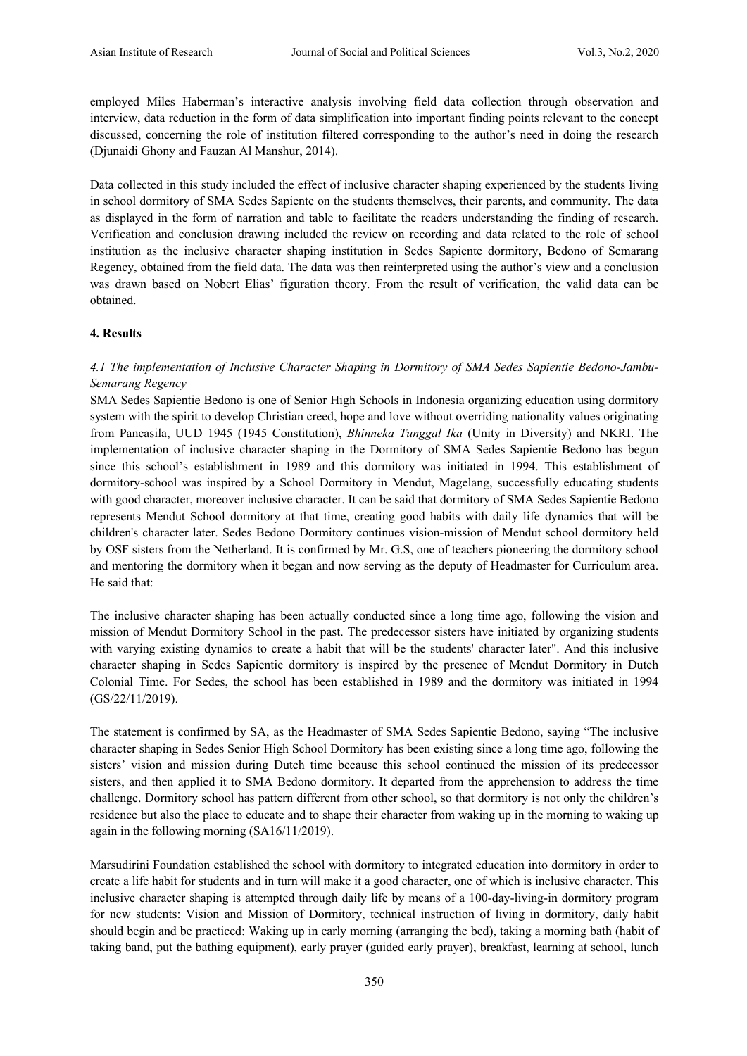employed Miles Haberman's interactive analysis involving field data collection through observation and interview, data reduction in the form of data simplification into important finding points relevant to the concept discussed, concerning the role of institution filtered corresponding to the author's need in doing the research (Djunaidi Ghony and Fauzan Al Manshur, 2014).

Data collected in this study included the effect of inclusive character shaping experienced by the students living in school dormitory of SMA Sedes Sapiente on the students themselves, their parents, and community. The data as displayed in the form of narration and table to facilitate the readers understanding the finding of research. Verification and conclusion drawing included the review on recording and data related to the role of school institution as the inclusive character shaping institution in Sedes Sapiente dormitory, Bedono of Semarang Regency, obtained from the field data. The data was then reinterpreted using the author's view and a conclusion was drawn based on Nobert Elias' figuration theory. From the result of verification, the valid data can be obtained.

## 4. Results

### *4.1 The implementation of Inclusive Character Shaping in Dormitory of SMA Sedes Sapientie Bedono-Jambu-Semarang Regency*

SMA Sedes Sapientie Bedono is one of Senior High Schools in Indonesia organizing education using dormitory system with the spirit to develop Christian creed, hope and love without overriding nationality values originating from Pancasila, UUD 1945 (1945 Constitution), *Bhinneka Tunggal Ika* (Unity in Diversity) and NKRI. The implementation of inclusive character shaping in the Dormitory of SMA Sedes Sapientie Bedono has begun since this school's establishment in 1989 and this dormitory was initiated in 1994. This establishment of dormitory-school was inspired by a School Dormitory in Mendut, Magelang, successfully educating students with good character, moreover inclusive character. It can be said that dormitory of SMA Sedes Sapientie Bedono represents Mendut School dormitory at that time, creating good habits with daily life dynamics that will be children's character later. Sedes Bedono Dormitory continues vision-mission of Mendut school dormitory held by OSF sisters from the Netherland. It is confirmed by Mr. G.S, one of teachers pioneering the dormitory school and mentoring the dormitory when it began and now serving as the deputy of Headmaster for Curriculum area. He said that:

The inclusive character shaping has been actually conducted since a long time ago, following the vision and mission of Mendut Dormitory School in the past. The predecessor sisters have initiated by organizing students with varying existing dynamics to create a habit that will be the students' character later". And this inclusive character shaping in Sedes Sapientie dormitory is inspired by the presence of Mendut Dormitory in Dutch Colonial Time. For Sedes, the school has been established in 1989 and the dormitory was initiated in 1994 (GS/22/11/2019).

The statement is confirmed by SA, as the Headmaster of SMA Sedes Sapientie Bedono, saying "The inclusive character shaping in Sedes Senior High School Dormitory has been existing since a long time ago, following the sisters' vision and mission during Dutch time because this school continued the mission of its predecessor sisters, and then applied it to SMA Bedono dormitory. It departed from the apprehension to address the time challenge. Dormitory school has pattern different from other school, so that dormitory is not only the children's residence but also the place to educate and to shape their character from waking up in the morning to waking up again in the following morning (SA16/11/2019).

Marsudirini Foundation established the school with dormitory to integrated education into dormitory in order to create a life habit for students and in turn will make it a good character, one of which is inclusive character. This inclusive character shaping is attempted through daily life by means of a 100-day-living-in dormitory program for new students: Vision and Mission of Dormitory, technical instruction of living in dormitory, daily habit should begin and be practiced: Waking up in early morning (arranging the bed), taking a morning bath (habit of taking band, put the bathing equipment), early prayer (guided early prayer), breakfast, learning at school, lunch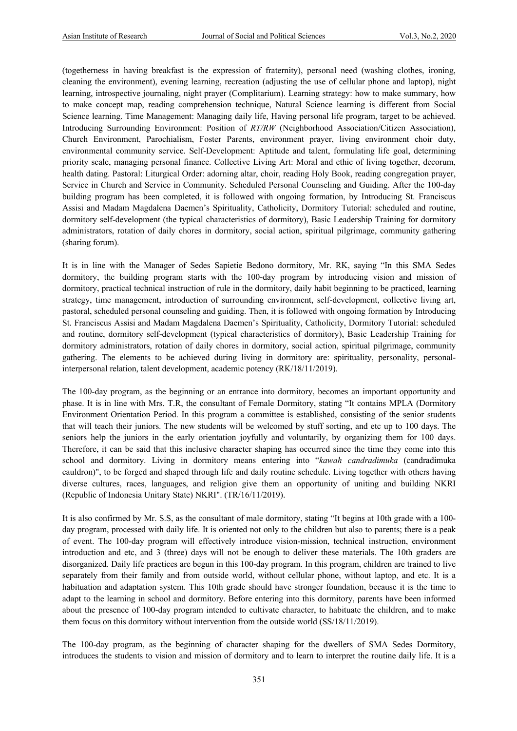(togetherness in having breakfast is the expression of fraternity), personal need (washing clothes, ironing, cleaning the environment), evening learning, recreation (adjusting the use of cellular phone and laptop), night learning, introspective journaling, night prayer (Complitarium). Learning strategy: how to make summary, how to make concept map, reading comprehension technique, Natural Science learning is different from Social Science learning. Time Management: Managing daily life, Having personal life program, target to be achieved. Introducing Surrounding Environment: Position of *RT/RW* (Neighborhood Association/Citizen Association), Church Environment, Parochialism, Foster Parents, environment prayer, living environment choir duty, environmental community service. Self-Development: Aptitude and talent, formulating life goal, determining priority scale, managing personal finance. Collective Living Art: Moral and ethic of living together, decorum, health dating. Pastoral: Liturgical Order: adorning altar, choir, reading Holy Book, reading congregation prayer, Service in Church and Service in Community. Scheduled Personal Counseling and Guiding. After the 100-day building program has been completed, it is followed with ongoing formation, by Introducing St. Franciscus Assisi and Madam Magdalena Daemen's Spirituality, Catholicity, Dormitory Tutorial: scheduled and routine, dormitory self-development (the typical characteristics of dormitory), Basic Leadership Training for dormitory administrators, rotation of daily chores in dormitory, social action, spiritual pilgrimage, community gathering (sharing forum).

It is in line with the Manager of Sedes Sapietie Bedono dormitory, Mr. RK, saying "In this SMA Sedes dormitory, the building program starts with the 100-day program by introducing vision and mission of dormitory, practical technical instruction of rule in the dormitory, daily habit beginning to be practiced, learning strategy, time management, introduction of surrounding environment, self-development, collective living art, pastoral, scheduled personal counseling and guiding. Then, it is followed with ongoing formation by Introducing St. Franciscus Assisi and Madam Magdalena Daemen's Spirituality, Catholicity, Dormitory Tutorial: scheduled and routine, dormitory self-development (typical characteristics of dormitory), Basic Leadership Training for dormitory administrators, rotation of daily chores in dormitory, social action, spiritual pilgrimage, community gathering. The elements to be achieved during living in dormitory are: spirituality, personality, personal-interpersonal relation, talent development, academic potency (RK/18/11/2019).

The 100-day program, as the beginning or an entrance into dormitory, becomes an important opportunity and phase. It is in line with Mrs. T.R, the consultant of Female Dormitory, stating "It contains MPLA (Dormitory Environment Orientation Period. In this program a committee is established, consisting of the senior students that will teach their juniors. The new students will be welcomed by stuff sorting, and etc up to 100 days. The seniors help the juniors in the early orientation joyfully and voluntarily, by organizing them for 100 days. Therefore, it can be said that this inclusive character shaping has occurred since the time they come into this school and dormitory. Living in dormitory means entering into "*kawah candradimuka* (candradimuka cauldron)", to be forged and shaped through life and daily routine schedule. Living together with others having diverse cultures, races, languages, and religion give them an opportunity of uniting and building NKRI (Republic of Indonesia Unitary State) NKRI". (TR/16/11/2019).

It is also confirmed by Mr. S.S, as the consultant of male dormitory, stating "It begins at 10th grade with a 100-day program, processed with daily life. It is oriented not only to the children but also to parents; there is a peak of event. The 100-day program will effectively introduce vision-mission, technical instruction, environment introduction and etc, and 3 (three) days will not be enough to deliver these materials. The 10th graders are disorganized. Daily life practices are begun in this 100-day program. In this program, children are trained to live separately from their family and from outside world, without cellular phone, without laptop, and etc. It is a habituation and adaptation system. This 10th grade should have stronger foundation, because it is the time to adapt to the learning in school and dormitory. Before entering into this dormitory, parents have been informed about the presence of 100-day program intended to cultivate character, to habituate the children, and to make them focus on this dormitory without intervention from the outside world (SS/18/11/2019).

The 100-day program, as the beginning of character shaping for the dwellers of SMA Sedes Dormitory, introduces the students to vision and mission of dormitory and to learn to interpret the routine daily life. It is a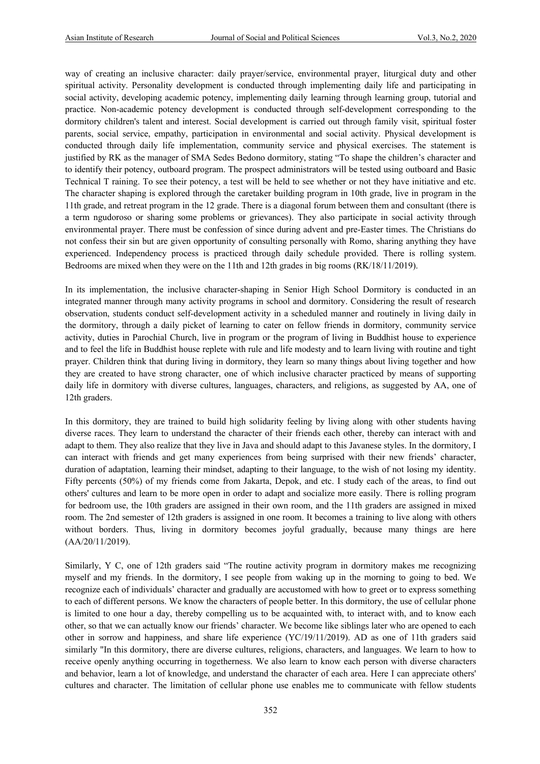way of creating an inclusive character: daily prayer/service, environmental prayer, liturgical duty and other spiritual activity. Personality development is conducted through implementing daily life and participating in social activity, developing academic potency, implementing daily learning through learning group, tutorial and practice. Non-academic potency development is conducted through self-development corresponding to the dormitory children's talent and interest. Social development is carried out through family visit, spiritual foster parents, social service, empathy, participation in environmental and social activity. Physical development is conducted through daily life implementation, community service and physical exercises. The statement is justified by RK as the manager of SMA Sedes Bedono dormitory, stating "To shape the children's character and to identify their potency, outboard program. The prospect administrators will be tested using outboard and Basic Technical T raining. To see their potency, a test will be held to see whether or not they have initiative and etc. The character shaping is explored through the caretaker building program in 10th grade, live in program in the 11th grade, and retreat program in the 12 grade. There is a diagonal forum between them and consultant (there is a term ngudoroso or sharing some problems or grievances). They also participate in social activity through environmental prayer. There must be confession of since during advent and pre-Easter times. The Christians do not confess their sin but are given opportunity of consulting personally with Romo, sharing anything they have experienced. Independency process is practiced through daily schedule provided. There is rolling system. Bedrooms are mixed when they were on the 11th and 12th grades in big rooms (RK/18/11/2019).

In its implementation, the inclusive character-shaping in Senior High School Dormitory is conducted in an integrated manner through many activity programs in school and dormitory. Considering the result of research observation, students conduct self-development activity in a scheduled manner and routinely in living daily in the dormitory, through a daily picket of learning to cater on fellow friends in dormitory, community service activity, duties in Parochial Church, live in program or the program of living in Buddhist house to experience and to feel the life in Buddhist house replete with rule and life modesty and to learn living with routine and tight prayer. Children think that during living in dormitory, they learn so many things about living together and how they are created to have strong character, one of which inclusive character practiced by means of supporting daily life in dormitory with diverse cultures, languages, characters, and religions, as suggested by AA, one of 12th graders.

In this dormitory, they are trained to build high solidarity feeling by living along with other students having diverse races. They learn to understand the character of their friends each other, thereby can interact with and adapt to them. They also realize that they live in Java and should adapt to this Javanese styles. In the dormitory, I can interact with friends and get many experiences from being surprised with their new friends' character, duration of adaptation, learning their mindset, adapting to their language, to the wish of not losing my identity. Fifty percents (50%) of my friends come from Jakarta, Depok, and etc. I study each of the areas, to find out others' cultures and learn to be more open in order to adapt and socialize more easily. There is rolling program for bedroom use, the 10th graders are assigned in their own room, and the 11th graders are assigned in mixed room. The 2nd semester of 12th graders is assigned in one room. It becomes a training to live along with others without borders. Thus, living in dormitory becomes joyful gradually, because many things are here (AA/20/11/2019).

Similarly, Y C, one of 12th graders said "The routine activity program in dormitory makes me recognizing myself and my friends. In the dormitory, I see people from waking up in the morning to going to bed. We recognize each of individuals' character and gradually are accustomed with how to greet or to express something to each of different persons. We know the characters of people better. In this dormitory, the use of cellular phone is limited to one hour a day, thereby compelling us to be acquainted with, to interact with, and to know each other, so that we can actually know our friends' character. We become like siblings later who are opened to each other in sorrow and happiness, and share life experience (YC/19/11/2019). AD as one of 11th graders said similarly "In this dormitory, there are diverse cultures, religions, characters, and languages. We learn to how to receive openly anything occurring in togetherness. We also learn to know each person with diverse characters and behavior, learn a lot of knowledge, and understand the character of each area. Here I can appreciate others' cultures and character. The limitation of cellular phone use enables me to communicate with fellow students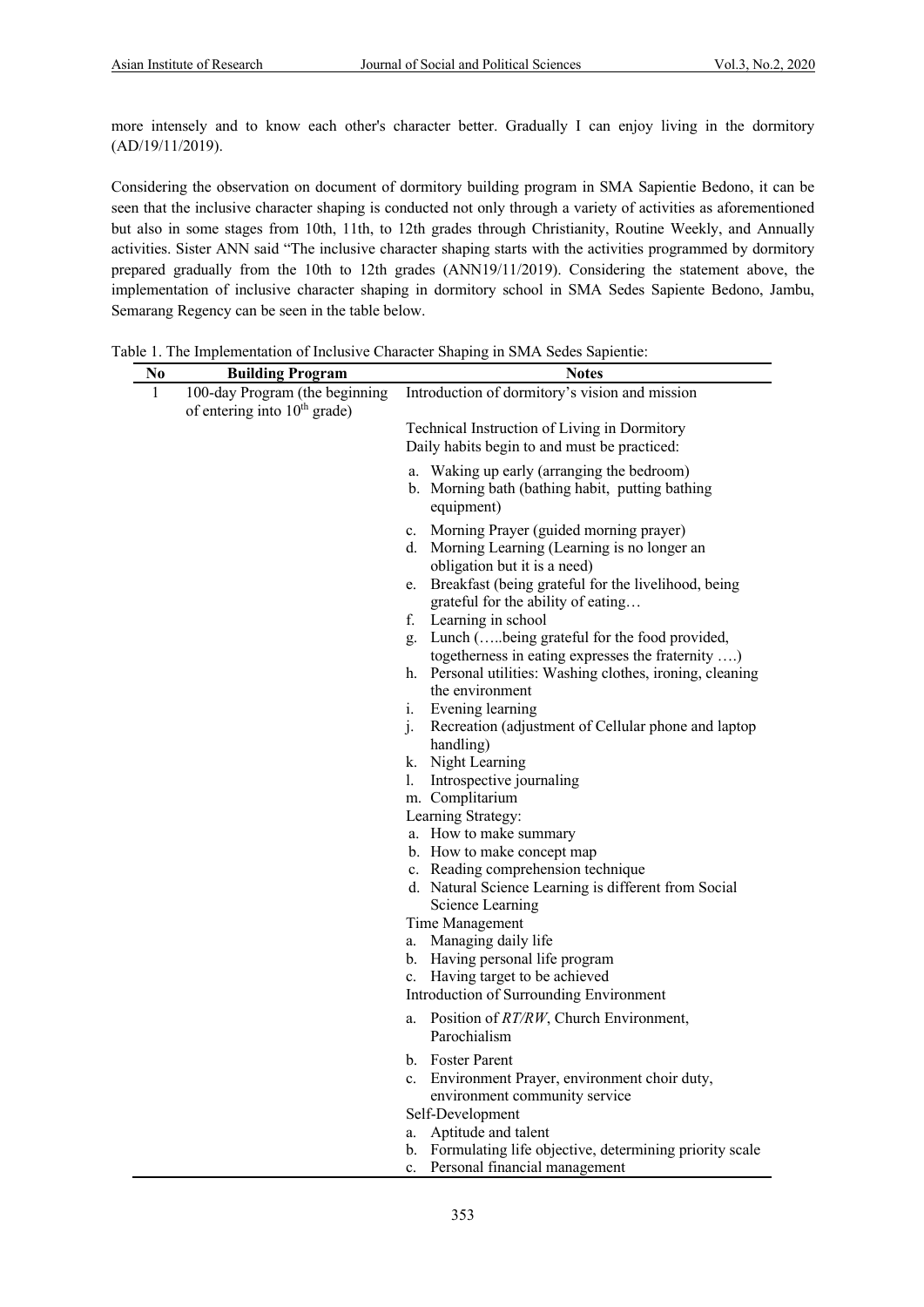more intensely and to know each other's character better. Gradually I can enjoy living in the dormitory (AD/19/11/2019).

Considering the observation on document of dormitory building program in SMA Sapientie Bedono, it can be seen that the inclusive character shaping is conducted not only through a variety of activities as aforementioned but also in some stages from 10th, 11th, to 12th grades through Christianity, Routine Weekly, and Annually activities. Sister ANN said "The inclusive character shaping starts with the activities programmed by dormitory prepared gradually from the 10th to 12th grades (ANN19/11/2019). Considering the statement above, the implementation of inclusive character shaping in dormitory school in SMA Sedes Sapiente Bedono, Jambu, Semarang Regency can be seen in the table below.

Table 1. The Implementation of Inclusive Character Shaping in SMA Sedes Sapientie:

| No | Building Program | Notes |
|---|---|---|
| 1 | 100-day Program (the beginning of entering into 10th grade) | Introduction of dormitory's vision and mission<br><br>Technical Instruction of Living in Dormitory<br>Daily habits begin to and must be practiced:<br>a. Waking up early (arranging the bedroom)<br>b. Morning bath (bathing habit, putting bathing equipment)<br>c. Morning Prayer (guided morning prayer)<br>d. Morning Learning (Learning is no longer an obligation but it is a need)<br>e. Breakfast (being grateful for the livelihood, being grateful for the ability of eating…<br>f. Learning in school<br>g. Lunch (…..being grateful for the food provided, togetherness in eating expresses the fraternity ….)<br>h. Personal utilities: Washing clothes, ironing, cleaning the environment<br>i. Evening learning<br>j. Recreation (adjustment of Cellular phone and laptop handling)<br>k. Night Learning<br>l. Introspective journaling<br>m. Complitarium<br>Learning Strategy:<br>a. How to make summary<br>b. How to make concept map<br>c. Reading comprehension technique<br>d. Natural Science Learning is different from Social Science Learning<br>Time Management<br>a. Managing daily life<br>b. Having personal life program<br>c. Having target to be achieved<br>Introduction of Surrounding Environment<br>a. Position of *RT/RW*, Church Environment, Parochialism<br>b. Foster Parent<br>c. Environment Prayer, environment choir duty, environment community service<br>Self-Development<br>a. Aptitude and talent<br>b. Formulating life objective, determining priority scale<br>c. Personal financial management |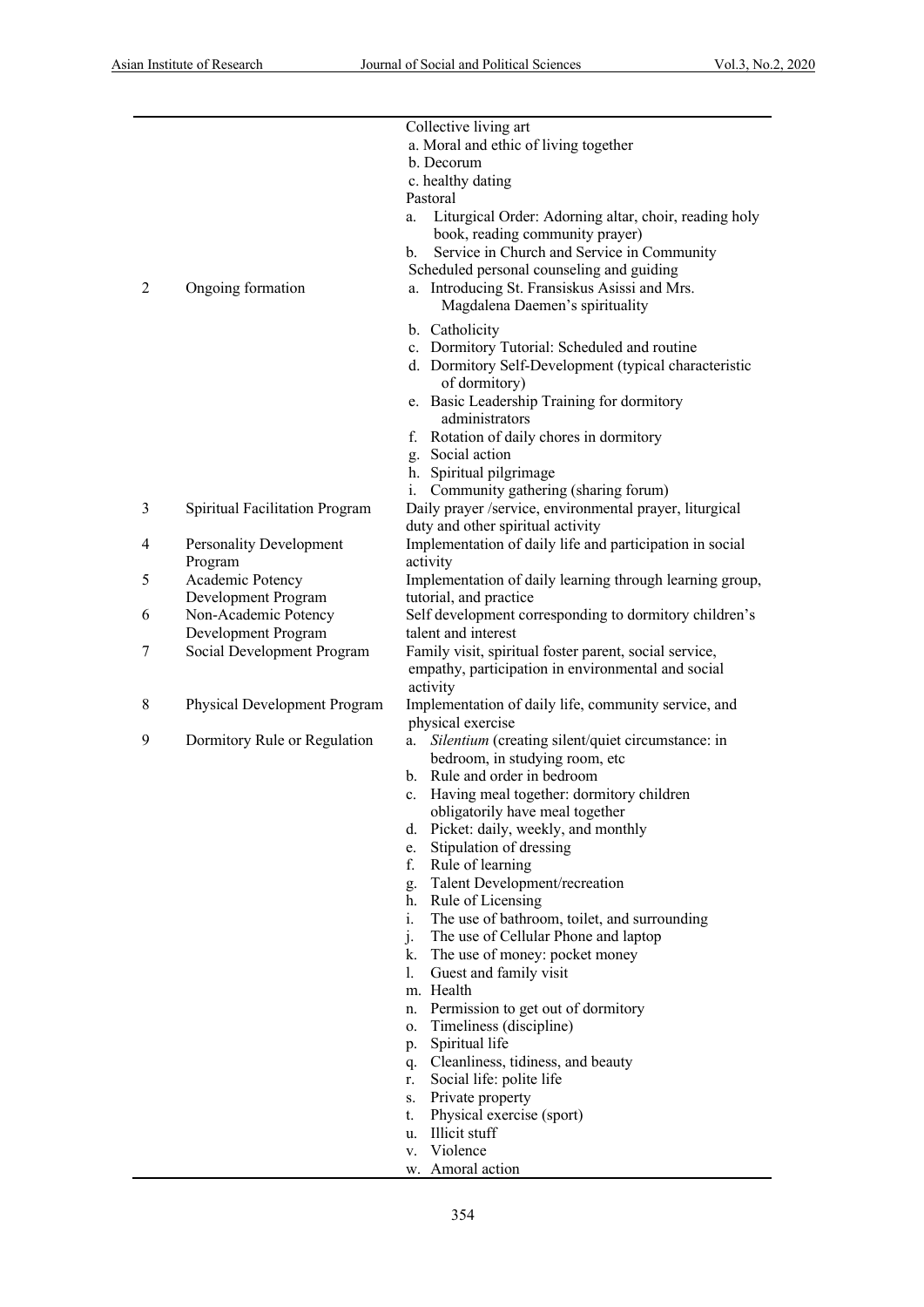| | | |
|---|---|---|
| | | Collective living art<br>a. Moral and ethic of living together<br>b. Decorum<br>c. healthy dating<br>Pastoral<br>a. Liturgical Order: Adorning altar, choir, reading holy book, reading community prayer)<br>b. Service in Church and Service in Community |
| 2 | Ongoing formation | Scheduled personal counseling and guiding<br>a. Introducing St. Fransiskus Asissi and Mrs. Magdalena Daemen's spirituality<br>b. Catholicity<br>c. Dormitory Tutorial: Scheduled and routine<br>d. Dormitory Self-Development (typical characteristic of dormitory)<br>e. Basic Leadership Training for dormitory administrators<br>f. Rotation of daily chores in dormitory<br>g. Social action<br>h. Spiritual pilgrimage<br>i. Community gathering (sharing forum) |
| 3 | Spiritual Facilitation Program | Daily prayer /service, environmental prayer, liturgical duty and other spiritual activity |
| 4 | Personality Development Program | Implementation of daily life and participation in social activity |
| 5 | Academic Potency Development Program | Implementation of daily learning through learning group, tutorial, and practice |
| 6 | Non-Academic Potency Development Program | Self development corresponding to dormitory children's talent and interest |
| 7 | Social Development Program | Family visit, spiritual foster parent, social service, empathy, participation in environmental and social activity |
| 8 | Physical Development Program | Implementation of daily life, community service, and physical exercise |
| 9 | Dormitory Rule or Regulation | a. *Silentium* (creating silent/quiet circumstance: in bedroom, in studying room, etc<br>b. Rule and order in bedroom<br>c. Having meal together: dormitory children obligatorily have meal together<br>d. Picket: daily, weekly, and monthly<br>e. Stipulation of dressing<br>f. Rule of learning<br>g. Talent Development/recreation<br>h. Rule of Licensing<br>i. The use of bathroom, toilet, and surrounding<br>j. The use of Cellular Phone and laptop<br>k. The use of money: pocket money<br>l. Guest and family visit<br>m. Health<br>n. Permission to get out of dormitory<br>o. Timeliness (discipline)<br>p. Spiritual life<br>q. Cleanliness, tidiness, and beauty<br>r. Social life: polite life<br>s. Private property<br>t. Physical exercise (sport)<br>u. Illicit stuff<br>v. Violence<br>w. Amoral action |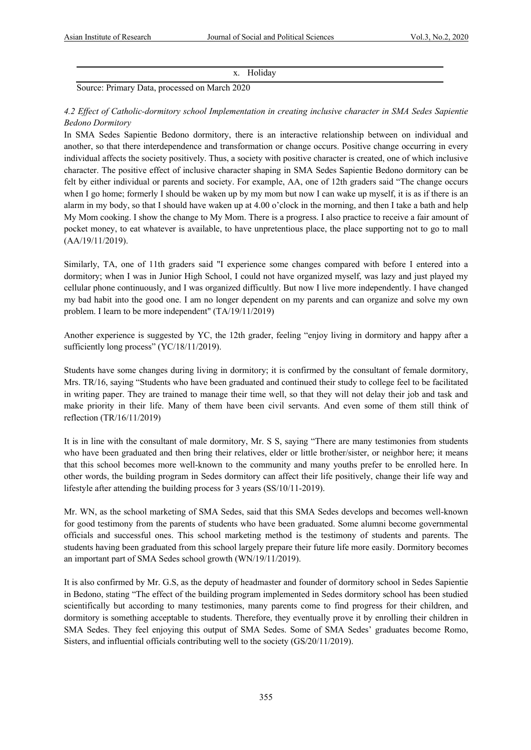| x. Holiday |
| --- |

Source: Primary Data, processed on March 2020

*4.2 Effect of Catholic-dormitory school Implementation in creating inclusive character in SMA Sedes Sapientie Bedono Dormitory*

In SMA Sedes Sapientie Bedono dormitory, there is an interactive relationship between on individual and another, so that there interdependence and transformation or change occurs. Positive change occurring in every individual affects the society positively. Thus, a society with positive character is created, one of which inclusive character. The positive effect of inclusive character shaping in SMA Sedes Sapientie Bedono dormitory can be felt by either individual or parents and society. For example, AA, one of 12th graders said "The change occurs when I go home; formerly I should be waken up by my mom but now I can wake up myself, it is as if there is an alarm in my body, so that I should have waken up at 4.00 o'clock in the morning, and then I take a bath and help My Mom cooking. I show the change to My Mom. There is a progress. I also practice to receive a fair amount of pocket money, to eat whatever is available, to have unpretentious place, the place supporting not to go to mall (AA/19/11/2019).

Similarly, TA, one of 11th graders said "I experience some changes compared with before I entered into a dormitory; when I was in Junior High School, I could not have organized myself, was lazy and just played my cellular phone continuously, and I was organized difficultly. But now I live more independently. I have changed my bad habit into the good one. I am no longer dependent on my parents and can organize and solve my own problem. I learn to be more independent" (TA/19/11/2019)

Another experience is suggested by YC, the 12th grader, feeling "enjoy living in dormitory and happy after a sufficiently long process" (YC/18/11/2019).

Students have some changes during living in dormitory; it is confirmed by the consultant of female dormitory, Mrs. TR/16, saying "Students who have been graduated and continued their study to college feel to be facilitated in writing paper. They are trained to manage their time well, so that they will not delay their job and task and make priority in their life. Many of them have been civil servants. And even some of them still think of reflection (TR/16/11/2019)

It is in line with the consultant of male dormitory, Mr. S S, saying "There are many testimonies from students who have been graduated and then bring their relatives, elder or little brother/sister, or neighbor here; it means that this school becomes more well-known to the community and many youths prefer to be enrolled here. In other words, the building program in Sedes dormitory can affect their life positively, change their life way and lifestyle after attending the building process for 3 years (SS/10/11-2019).

Mr. WN, as the school marketing of SMA Sedes, said that this SMA Sedes develops and becomes well-known for good testimony from the parents of students who have been graduated. Some alumni become governmental officials and successful ones. This school marketing method is the testimony of students and parents. The students having been graduated from this school largely prepare their future life more easily. Dormitory becomes an important part of SMA Sedes school growth (WN/19/11/2019).

It is also confirmed by Mr. G.S, as the deputy of headmaster and founder of dormitory school in Sedes Sapientie in Bedono, stating "The effect of the building program implemented in Sedes dormitory school has been studied scientifically but according to many testimonies, many parents come to find progress for their children, and dormitory is something acceptable to students. Therefore, they eventually prove it by enrolling their children in SMA Sedes. They feel enjoying this output of SMA Sedes. Some of SMA Sedes' graduates become Romo, Sisters, and influential officials contributing well to the society (GS/20/11/2019).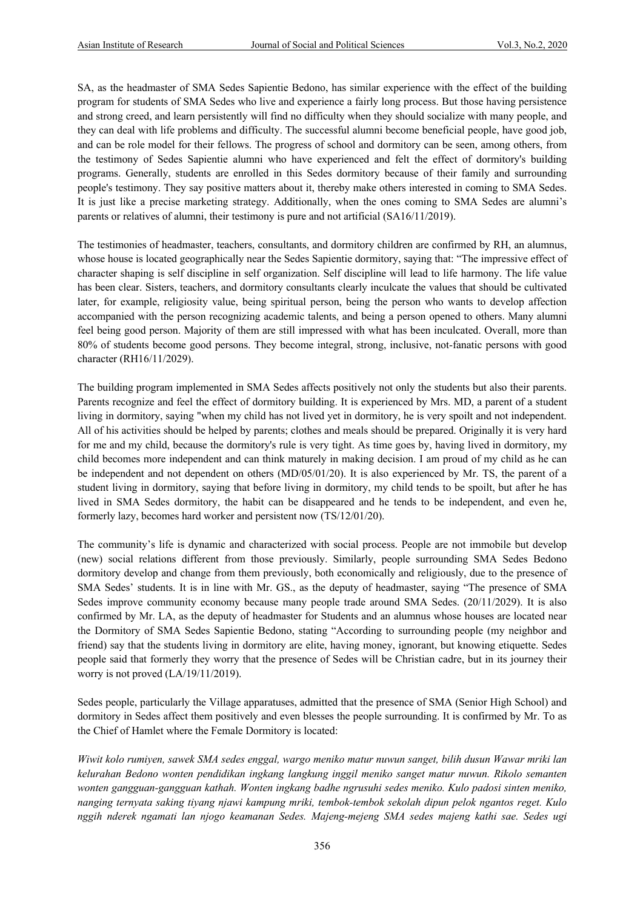SA, as the headmaster of SMA Sedes Sapientie Bedono, has similar experience with the effect of the building program for students of SMA Sedes who live and experience a fairly long process. But those having persistence and strong creed, and learn persistently will find no difficulty when they should socialize with many people, and they can deal with life problems and difficulty. The successful alumni become beneficial people, have good job, and can be role model for their fellows. The progress of school and dormitory can be seen, among others, from the testimony of Sedes Sapientie alumni who have experienced and felt the effect of dormitory's building programs. Generally, students are enrolled in this Sedes dormitory because of their family and surrounding people's testimony. They say positive matters about it, thereby make others interested in coming to SMA Sedes. It is just like a precise marketing strategy. Additionally, when the ones coming to SMA Sedes are alumni's parents or relatives of alumni, their testimony is pure and not artificial (SA16/11/2019).

The testimonies of headmaster, teachers, consultants, and dormitory children are confirmed by RH, an alumnus, whose house is located geographically near the Sedes Sapientie dormitory, saying that: "The impressive effect of character shaping is self discipline in self organization. Self discipline will lead to life harmony. The life value has been clear. Sisters, teachers, and dormitory consultants clearly inculcate the values that should be cultivated later, for example, religiosity value, being spiritual person, being the person who wants to develop affection accompanied with the person recognizing academic talents, and being a person opened to others. Many alumni feel being good person. Majority of them are still impressed with what has been inculcated. Overall, more than 80% of students become good persons. They become integral, strong, inclusive, not-fanatic persons with good character (RH16/11/2029).

The building program implemented in SMA Sedes affects positively not only the students but also their parents. Parents recognize and feel the effect of dormitory building. It is experienced by Mrs. MD, a parent of a student living in dormitory, saying "when my child has not lived yet in dormitory, he is very spoilt and not independent. All of his activities should be helped by parents; clothes and meals should be prepared. Originally it is very hard for me and my child, because the dormitory's rule is very tight. As time goes by, having lived in dormitory, my child becomes more independent and can think maturely in making decision. I am proud of my child as he can be independent and not dependent on others (MD/05/01/20). It is also experienced by Mr. TS, the parent of a student living in dormitory, saying that before living in dormitory, my child tends to be spoilt, but after he has lived in SMA Sedes dormitory, the habit can be disappeared and he tends to be independent, and even he, formerly lazy, becomes hard worker and persistent now (TS/12/01/20).

The community's life is dynamic and characterized with social process. People are not immobile but develop (new) social relations different from those previously. Similarly, people surrounding SMA Sedes Bedono dormitory develop and change from them previously, both economically and religiously, due to the presence of SMA Sedes' students. It is in line with Mr. GS., as the deputy of headmaster, saying "The presence of SMA Sedes improve community economy because many people trade around SMA Sedes. (20/11/2029). It is also confirmed by Mr. LA, as the deputy of headmaster for Students and an alumnus whose houses are located near the Dormitory of SMA Sedes Sapientie Bedono, stating "According to surrounding people (my neighbor and friend) say that the students living in dormitory are elite, having money, ignorant, but knowing etiquette. Sedes people said that formerly they worry that the presence of Sedes will be Christian cadre, but in its journey their worry is not proved (LA/19/11/2019).

Sedes people, particularly the Village apparatuses, admitted that the presence of SMA (Senior High School) and dormitory in Sedes affect them positively and even blesses the people surrounding. It is confirmed by Mr. To as the Chief of Hamlet where the Female Dormitory is located:

*Wiwit kolo rumiyen, sawek SMA sedes enggal, wargo meniko matur nuwun sanget, bilih dusun Wawar mriki lan kelurahan Bedono wonten pendidikan ingkang langkung inggil meniko sanget matur nuwun. Rikolo semanten wonten gangguan-gangguan kathah. Wonten ingkang badhe ngrusuhi sedes meniko. Kulo padosi sinten meniko, nanging ternyata saking tiyang njawi kampung mriki, tembok-tembok sekolah dipun pelok ngantos reget. Kulo nggih nderek ngamati lan njogo keamanan Sedes. Majeng-mejeng SMA sedes majeng kathi sae. Sedes ugi*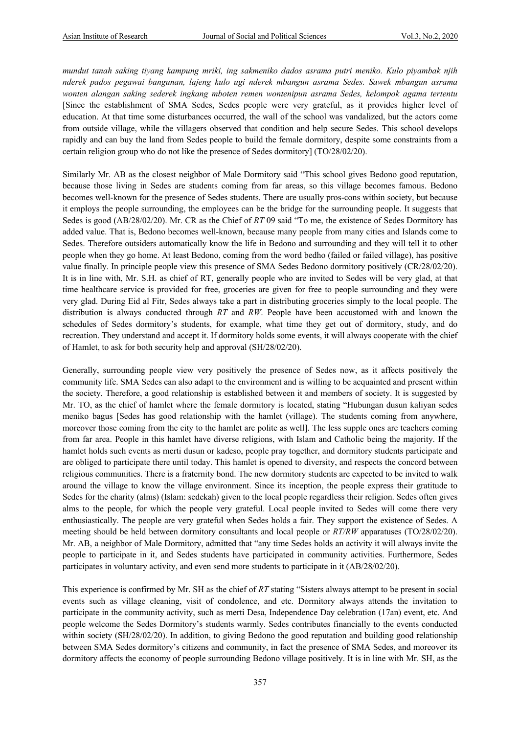*mundut tanah saking tiyang kampung mriki, ing sakmeniko dados asrama putri meniko. Kulo piyambak njih nderek pados pegawai bangunan, lajeng kulo ugi nderek mbangun asrama Sedes. Sawek mbangun asrama wonten alangan saking sederek ingkang mboten remen wontenipun asrama Sedes, kelompok agama tertentu* [Since the establishment of SMA Sedes, Sedes people were very grateful, as it provides higher level of education. At that time some disturbances occurred, the wall of the school was vandalized, but the actors come from outside village, while the villagers observed that condition and help secure Sedes. This school develops rapidly and can buy the land from Sedes people to build the female dormitory, despite some constraints from a certain religion group who do not like the presence of Sedes dormitory] (TO/28/02/20).

Similarly Mr. AB as the closest neighbor of Male Dormitory said "This school gives Bedono good reputation, because those living in Sedes are students coming from far areas, so this village becomes famous. Bedono becomes well-known for the presence of Sedes students. There are usually pros-cons within society, but because it employs the people surrounding, the employees can be the bridge for the surrounding people. It suggests that Sedes is good (AB/28/02/20). Mr. CR as the Chief of *RT* 09 said "To me, the existence of Sedes Dormitory has added value. That is, Bedono becomes well-known, because many people from many cities and Islands come to Sedes. Therefore outsiders automatically know the life in Bedono and surrounding and they will tell it to other people when they go home. At least Bedono, coming from the word bedho (failed or failed village), has positive value finally. In principle people view this presence of SMA Sedes Bedono dormitory positively (CR/28/02/20). It is in line with, Mr. S.H. as chief of RT, generally people who are invited to Sedes will be very glad, at that time healthcare service is provided for free, groceries are given for free to people surrounding and they were very glad. During Eid al Fitr, Sedes always take a part in distributing groceries simply to the local people. The distribution is always conducted through *RT* and *RW*. People have been accustomed with and known the schedules of Sedes dormitory's students, for example, what time they get out of dormitory, study, and do recreation. They understand and accept it. If dormitory holds some events, it will always cooperate with the chief of Hamlet, to ask for both security help and approval (SH/28/02/20).

Generally, surrounding people view very positively the presence of Sedes now, as it affects positively the community life. SMA Sedes can also adapt to the environment and is willing to be acquainted and present within the society. Therefore, a good relationship is established between it and members of society. It is suggested by Mr. TO, as the chief of hamlet where the female dormitory is located, stating "Hubungan dusun kaliyan sedes meniko bagus [Sedes has good relationship with the hamlet (village). The students coming from anywhere, moreover those coming from the city to the hamlet are polite as well]. The less supple ones are teachers coming from far area. People in this hamlet have diverse religions, with Islam and Catholic being the majority. If the hamlet holds such events as merti dusun or kadeso, people pray together, and dormitory students participate and are obliged to participate there until today. This hamlet is opened to diversity, and respects the concord between religious communities. There is a fraternity bond. The new dormitory students are expected to be invited to walk around the village to know the village environment. Since its inception, the people express their gratitude to Sedes for the charity (alms) (Islam: sedekah) given to the local people regardless their religion. Sedes often gives alms to the people, for which the people very grateful. Local people invited to Sedes will come there very enthusiastically. The people are very grateful when Sedes holds a fair. They support the existence of Sedes. A meeting should be held between dormitory consultants and local people or *RT/RW* apparatuses (TO/28/02/20). Mr. AB, a neighbor of Male Dormitory, admitted that "any time Sedes holds an activity it will always invite the people to participate in it, and Sedes students have participated in community activities. Furthermore, Sedes participates in voluntary activity, and even send more students to participate in it (AB/28/02/20).

This experience is confirmed by Mr. SH as the chief of *RT* stating "Sisters always attempt to be present in social events such as village cleaning, visit of condolence, and etc. Dormitory always attends the invitation to participate in the community activity, such as merti Desa, Independence Day celebration (17an) event, etc. And people welcome the Sedes Dormitory's students warmly. Sedes contributes financially to the events conducted within society (SH/28/02/20). In addition, to giving Bedono the good reputation and building good relationship between SMA Sedes dormitory's citizens and community, in fact the presence of SMA Sedes, and moreover its dormitory affects the economy of people surrounding Bedono village positively. It is in line with Mr. SH, as the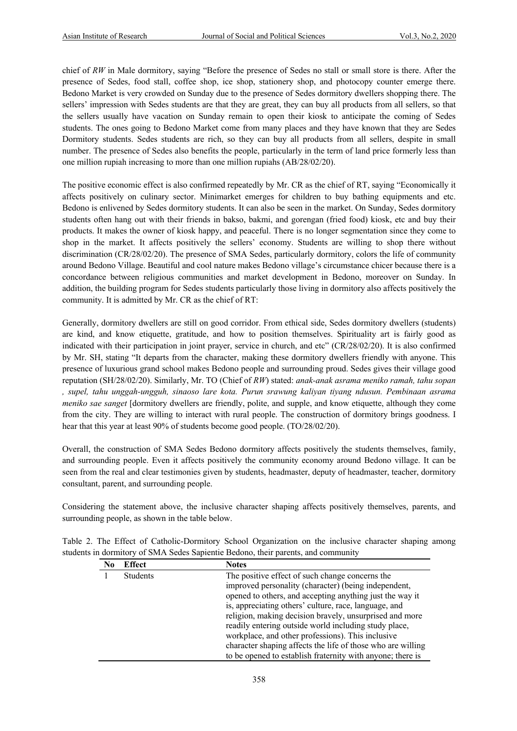chief of *RW* in Male dormitory, saying "Before the presence of Sedes no stall or small store is there. After the presence of Sedes, food stall, coffee shop, ice shop, stationery shop, and photocopy counter emerge there. Bedono Market is very crowded on Sunday due to the presence of Sedes dormitory dwellers shopping there. The sellers' impression with Sedes students are that they are great, they can buy all products from all sellers, so that the sellers usually have vacation on Sunday remain to open their kiosk to anticipate the coming of Sedes students. The ones going to Bedono Market come from many places and they have known that they are Sedes Dormitory students. Sedes students are rich, so they can buy all products from all sellers, despite in small number. The presence of Sedes also benefits the people, particularly in the term of land price formerly less than one million rupiah increasing to more than one million rupiahs (AB/28/02/20).

The positive economic effect is also confirmed repeatedly by Mr. CR as the chief of RT, saying "Economically it affects positively on culinary sector. Minimarket emerges for children to buy bathing equipments and etc. Bedono is enlivened by Sedes dormitory students. It can also be seen in the market. On Sunday, Sedes dormitory students often hang out with their friends in bakso, bakmi, and gorengan (fried food) kiosk, etc and buy their products. It makes the owner of kiosk happy, and peaceful. There is no longer segmentation since they come to shop in the market. It affects positively the sellers' economy. Students are willing to shop there without discrimination (CR/28/02/20). The presence of SMA Sedes, particularly dormitory, colors the life of community around Bedono Village. Beautiful and cool nature makes Bedono village's circumstance chicer because there is a concordance between religious communities and market development in Bedono, moreover on Sunday. In addition, the building program for Sedes students particularly those living in dormitory also affects positively the community. It is admitted by Mr. CR as the chief of RT:

Generally, dormitory dwellers are still on good corridor. From ethical side, Sedes dormitory dwellers (students) are kind, and know etiquette, gratitude, and how to position themselves. Spirituality art is fairly good as indicated with their participation in joint prayer, service in church, and etc" (CR/28/02/20). It is also confirmed by Mr. SH, stating "It departs from the character, making these dormitory dwellers friendly with anyone. This presence of luxurious grand school makes Bedono people and surrounding proud. Sedes gives their village good reputation (SH/28/02/20). Similarly, Mr. TO (Chief of *RW*) stated: *anak-anak asrama meniko ramah, tahu sopan , supel, tahu unggah-ungguh, sinaoso lare kota. Purun srawung kaliyan tiyang ndusun. Pembinaan asrama meniko sae sanget* [dormitory dwellers are friendly, polite, and supple, and know etiquette, although they come from the city. They are willing to interact with rural people. The construction of dormitory brings goodness. I hear that this year at least 90% of students become good people. (TO/28/02/20).

Overall, the construction of SMA Sedes Bedono dormitory affects positively the students themselves, family, and surrounding people. Even it affects positively the community economy around Bedono village. It can be seen from the real and clear testimonies given by students, headmaster, deputy of headmaster, teacher, dormitory consultant, parent, and surrounding people.

Considering the statement above, the inclusive character shaping affects positively themselves, parents, and surrounding people, as shown in the table below.

Table 2. The Effect of Catholic-Dormitory School Organization on the inclusive character shaping among students in dormitory of SMA Sedes Sapientie Bedono, their parents, and community

| No | Effect | Notes |
|---|---|---|
| 1 | Students | The positive effect of such change concerns the improved personality (character) (being independent, opened to others, and accepting anything just the way it is, appreciating others' culture, race, language, and religion, making decision bravely, unsurprised and more readily entering outside world including study place, workplace, and other professions). This inclusive character shaping affects the life of those who are willing to be opened to establish fraternity with anyone; there is |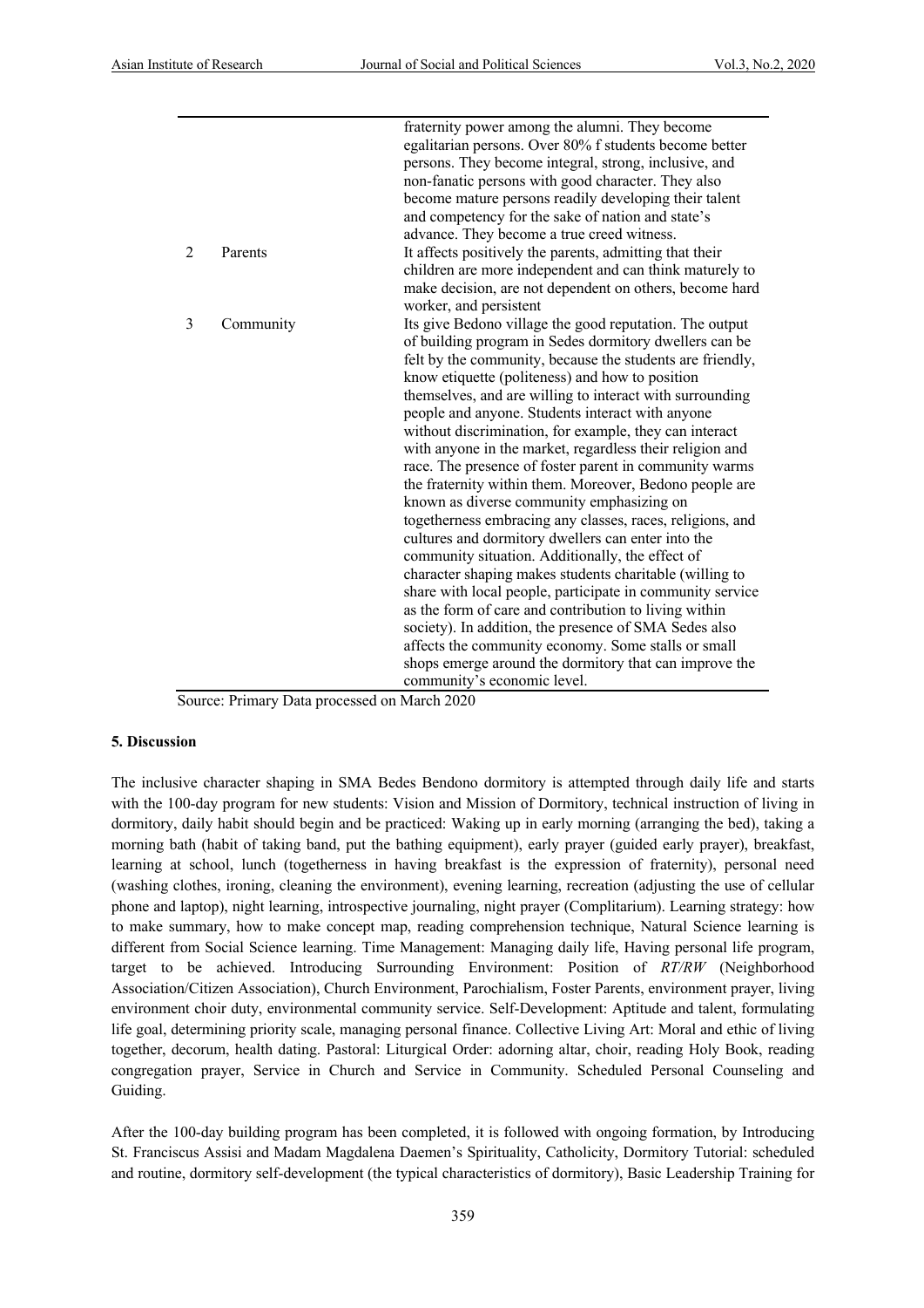| | | |
|---|---|---|
| | | fraternity power among the alumni. They become egalitarian persons. Over 80% f students become better persons. They become integral, strong, inclusive, and non-fanatic persons with good character. They also become mature persons readily developing their talent and competency for the sake of nation and state's advance. They become a true creed witness. |
| 2 | Parents | It affects positively the parents, admitting that their children are more independent and can think maturely to make decision, are not dependent on others, become hard worker, and persistent |
| 3 | Community | Its give Bedono village the good reputation. The output of building program in Sedes dormitory dwellers can be felt by the community, because the students are friendly, know etiquette (politeness) and how to position themselves, and are willing to interact with surrounding people and anyone. Students interact with anyone without discrimination, for example, they can interact with anyone in the market, regardless their religion and race. The presence of foster parent in community warms the fraternity within them. Moreover, Bedono people are known as diverse community emphasizing on togetherness embracing any classes, races, religions, and cultures and dormitory dwellers can enter into the community situation. Additionally, the effect of character shaping makes students charitable (willing to share with local people, participate in community service as the form of care and contribution to living within society). In addition, the presence of SMA Sedes also affects the community economy. Some stalls or small shops emerge around the dormitory that can improve the community's economic level. |

Source: Primary Data processed on March 2020

## 5. Discussion

The inclusive character shaping in SMA Bedes Bendono dormitory is attempted through daily life and starts with the 100-day program for new students: Vision and Mission of Dormitory, technical instruction of living in dormitory, daily habit should begin and be practiced: Waking up in early morning (arranging the bed), taking a morning bath (habit of taking band, put the bathing equipment), early prayer (guided early prayer), breakfast, learning at school, lunch (togetherness in having breakfast is the expression of fraternity), personal need (washing clothes, ironing, cleaning the environment), evening learning, recreation (adjusting the use of cellular phone and laptop), night learning, introspective journaling, night prayer (Complitarium). Learning strategy: how to make summary, how to make concept map, reading comprehension technique, Natural Science learning is different from Social Science learning. Time Management: Managing daily life, Having personal life program, target to be achieved. Introducing Surrounding Environment: Position of *RT/RW* (Neighborhood Association/Citizen Association), Church Environment, Parochialism, Foster Parents, environment prayer, living environment choir duty, environmental community service. Self-Development: Aptitude and talent, formulating life goal, determining priority scale, managing personal finance. Collective Living Art: Moral and ethic of living together, decorum, health dating. Pastoral: Liturgical Order: adorning altar, choir, reading Holy Book, reading congregation prayer, Service in Church and Service in Community. Scheduled Personal Counseling and Guiding.

After the 100-day building program has been completed, it is followed with ongoing formation, by Introducing St. Franciscus Assisi and Madam Magdalena Daemen's Spirituality, Catholicity, Dormitory Tutorial: scheduled and routine, dormitory self-development (the typical characteristics of dormitory), Basic Leadership Training for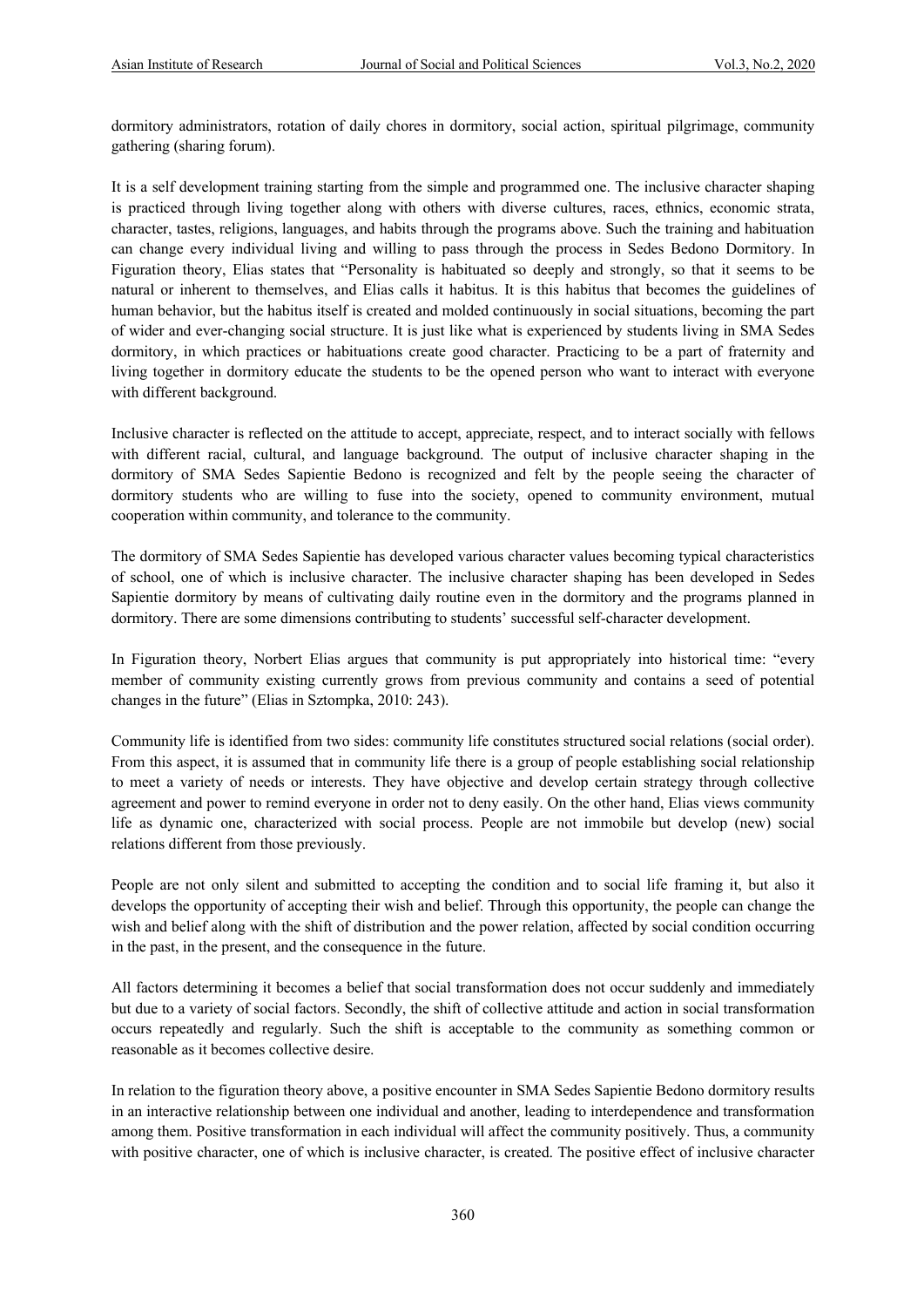dormitory administrators, rotation of daily chores in dormitory, social action, spiritual pilgrimage, community gathering (sharing forum).

It is a self development training starting from the simple and programmed one. The inclusive character shaping is practiced through living together along with others with diverse cultures, races, ethnics, economic strata, character, tastes, religions, languages, and habits through the programs above. Such the training and habituation can change every individual living and willing to pass through the process in Sedes Bedono Dormitory. In Figuration theory, Elias states that "Personality is habituated so deeply and strongly, so that it seems to be natural or inherent to themselves, and Elias calls it habitus. It is this habitus that becomes the guidelines of human behavior, but the habitus itself is created and molded continuously in social situations, becoming the part of wider and ever-changing social structure. It is just like what is experienced by students living in SMA Sedes dormitory, in which practices or habituations create good character. Practicing to be a part of fraternity and living together in dormitory educate the students to be the opened person who want to interact with everyone with different background.

Inclusive character is reflected on the attitude to accept, appreciate, respect, and to interact socially with fellows with different racial, cultural, and language background. The output of inclusive character shaping in the dormitory of SMA Sedes Sapientie Bedono is recognized and felt by the people seeing the character of dormitory students who are willing to fuse into the society, opened to community environment, mutual cooperation within community, and tolerance to the community.

The dormitory of SMA Sedes Sapientie has developed various character values becoming typical characteristics of school, one of which is inclusive character. The inclusive character shaping has been developed in Sedes Sapientie dormitory by means of cultivating daily routine even in the dormitory and the programs planned in dormitory. There are some dimensions contributing to students' successful self-character development.

In Figuration theory, Norbert Elias argues that community is put appropriately into historical time: "every member of community existing currently grows from previous community and contains a seed of potential changes in the future" (Elias in Sztompka, 2010: 243).

Community life is identified from two sides: community life constitutes structured social relations (social order). From this aspect, it is assumed that in community life there is a group of people establishing social relationship to meet a variety of needs or interests. They have objective and develop certain strategy through collective agreement and power to remind everyone in order not to deny easily. On the other hand, Elias views community life as dynamic one, characterized with social process. People are not immobile but develop (new) social relations different from those previously.

People are not only silent and submitted to accepting the condition and to social life framing it, but also it develops the opportunity of accepting their wish and belief. Through this opportunity, the people can change the wish and belief along with the shift of distribution and the power relation, affected by social condition occurring in the past, in the present, and the consequence in the future.

All factors determining it becomes a belief that social transformation does not occur suddenly and immediately but due to a variety of social factors. Secondly, the shift of collective attitude and action in social transformation occurs repeatedly and regularly. Such the shift is acceptable to the community as something common or reasonable as it becomes collective desire.

In relation to the figuration theory above, a positive encounter in SMA Sedes Sapientie Bedono dormitory results in an interactive relationship between one individual and another, leading to interdependence and transformation among them. Positive transformation in each individual will affect the community positively. Thus, a community with positive character, one of which is inclusive character, is created. The positive effect of inclusive character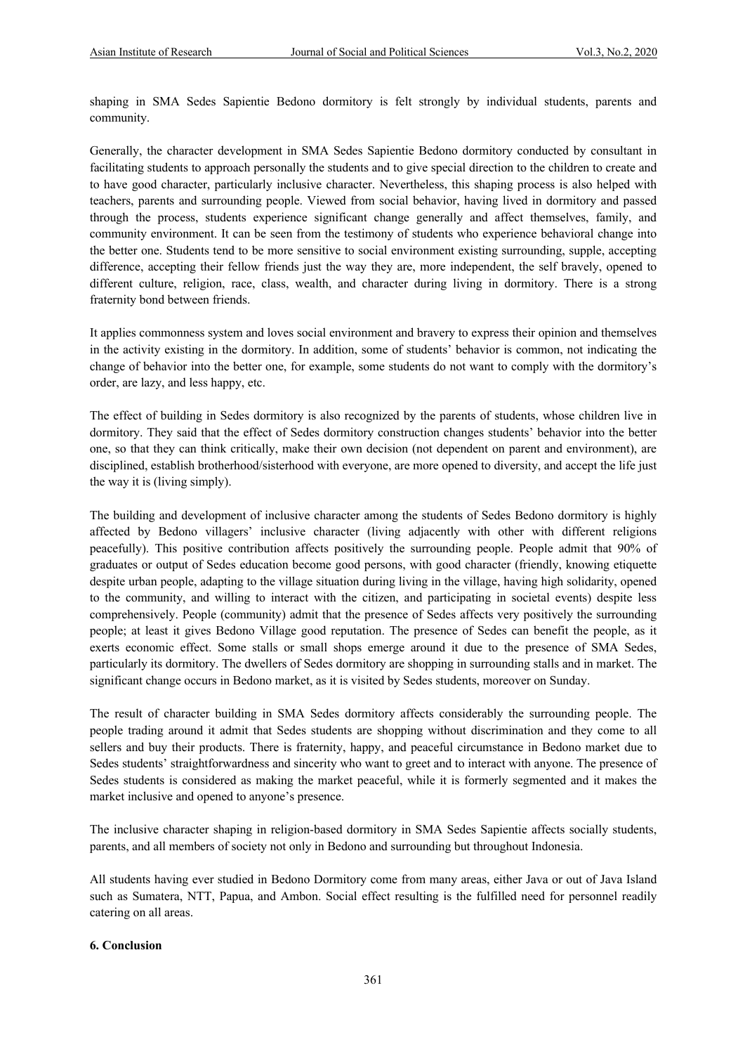shaping in SMA Sedes Sapientie Bedono dormitory is felt strongly by individual students, parents and community.

Generally, the character development in SMA Sedes Sapientie Bedono dormitory conducted by consultant in facilitating students to approach personally the students and to give special direction to the children to create and to have good character, particularly inclusive character. Nevertheless, this shaping process is also helped with teachers, parents and surrounding people. Viewed from social behavior, having lived in dormitory and passed through the process, students experience significant change generally and affect themselves, family, and community environment. It can be seen from the testimony of students who experience behavioral change into the better one. Students tend to be more sensitive to social environment existing surrounding, supple, accepting difference, accepting their fellow friends just the way they are, more independent, the self bravely, opened to different culture, religion, race, class, wealth, and character during living in dormitory. There is a strong fraternity bond between friends.

It applies commonness system and loves social environment and bravery to express their opinion and themselves in the activity existing in the dormitory. In addition, some of students' behavior is common, not indicating the change of behavior into the better one, for example, some students do not want to comply with the dormitory's order, are lazy, and less happy, etc.

The effect of building in Sedes dormitory is also recognized by the parents of students, whose children live in dormitory. They said that the effect of Sedes dormitory construction changes students' behavior into the better one, so that they can think critically, make their own decision (not dependent on parent and environment), are disciplined, establish brotherhood/sisterhood with everyone, are more opened to diversity, and accept the life just the way it is (living simply).

The building and development of inclusive character among the students of Sedes Bedono dormitory is highly affected by Bedono villagers' inclusive character (living adjacently with other with different religions peacefully). This positive contribution affects positively the surrounding people. People admit that 90% of graduates or output of Sedes education become good persons, with good character (friendly, knowing etiquette despite urban people, adapting to the village situation during living in the village, having high solidarity, opened to the community, and willing to interact with the citizen, and participating in societal events) despite less comprehensively. People (community) admit that the presence of Sedes affects very positively the surrounding people; at least it gives Bedono Village good reputation. The presence of Sedes can benefit the people, as it exerts economic effect. Some stalls or small shops emerge around it due to the presence of SMA Sedes, particularly its dormitory. The dwellers of Sedes dormitory are shopping in surrounding stalls and in market. The significant change occurs in Bedono market, as it is visited by Sedes students, moreover on Sunday.

The result of character building in SMA Sedes dormitory affects considerably the surrounding people. The people trading around it admit that Sedes students are shopping without discrimination and they come to all sellers and buy their products. There is fraternity, happy, and peaceful circumstance in Bedono market due to Sedes students' straightforwardness and sincerity who want to greet and to interact with anyone. The presence of Sedes students is considered as making the market peaceful, while it is formerly segmented and it makes the market inclusive and opened to anyone's presence.

The inclusive character shaping in religion-based dormitory in SMA Sedes Sapientie affects socially students, parents, and all members of society not only in Bedono and surrounding but throughout Indonesia.

All students having ever studied in Bedono Dormitory come from many areas, either Java or out of Java Island such as Sumatera, NTT, Papua, and Ambon. Social effect resulting is the fulfilled need for personnel readily catering on all areas.

## 6. Conclusion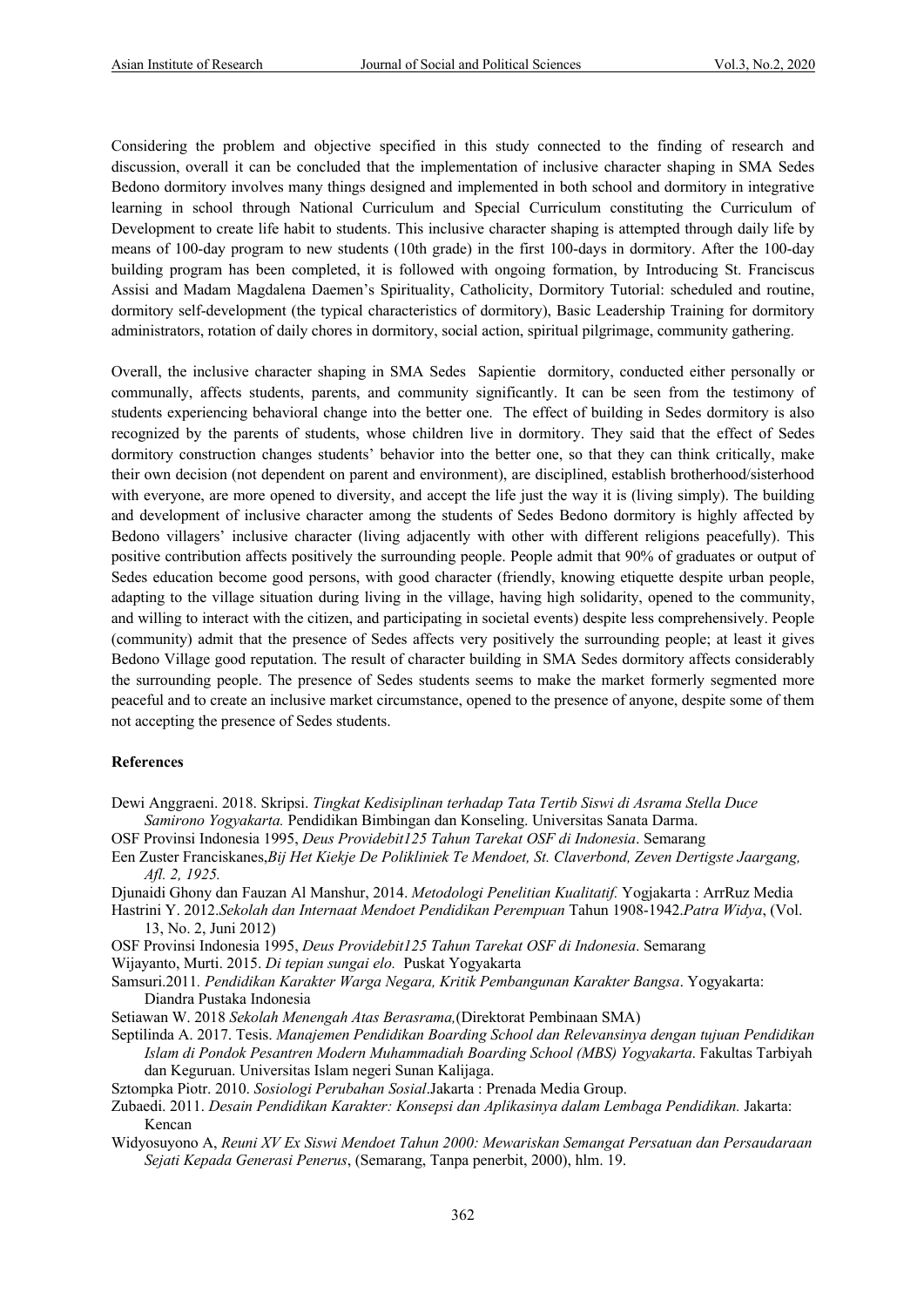Considering the problem and objective specified in this study connected to the finding of research and discussion, overall it can be concluded that the implementation of inclusive character shaping in SMA Sedes Bedono dormitory involves many things designed and implemented in both school and dormitory in integrative learning in school through National Curriculum and Special Curriculum constituting the Curriculum of Development to create life habit to students. This inclusive character shaping is attempted through daily life by means of 100-day program to new students (10th grade) in the first 100-days in dormitory. After the 100-day building program has been completed, it is followed with ongoing formation, by Introducing St. Franciscus Assisi and Madam Magdalena Daemen's Spirituality, Catholicity, Dormitory Tutorial: scheduled and routine, dormitory self-development (the typical characteristics of dormitory), Basic Leadership Training for dormitory administrators, rotation of daily chores in dormitory, social action, spiritual pilgrimage, community gathering.

Overall, the inclusive character shaping in SMA Sedes Sapientie dormitory, conducted either personally or communally, affects students, parents, and community significantly. It can be seen from the testimony of students experiencing behavioral change into the better one. The effect of building in Sedes dormitory is also recognized by the parents of students, whose children live in dormitory. They said that the effect of Sedes dormitory construction changes students' behavior into the better one, so that they can think critically, make their own decision (not dependent on parent and environment), are disciplined, establish brotherhood/sisterhood with everyone, are more opened to diversity, and accept the life just the way it is (living simply). The building and development of inclusive character among the students of Sedes Bedono dormitory is highly affected by Bedono villagers' inclusive character (living adjacently with other with different religions peacefully). This positive contribution affects positively the surrounding people. People admit that 90% of graduates or output of Sedes education become good persons, with good character (friendly, knowing etiquette despite urban people, adapting to the village situation during living in the village, having high solidarity, opened to the community, and willing to interact with the citizen, and participating in societal events) despite less comprehensively. People (community) admit that the presence of Sedes affects very positively the surrounding people; at least it gives Bedono Village good reputation. The result of character building in SMA Sedes dormitory affects considerably the surrounding people. The presence of Sedes students seems to make the market formerly segmented more peaceful and to create an inclusive market circumstance, opened to the presence of anyone, despite some of them not accepting the presence of Sedes students.

## References

Dewi Anggraeni. 2018. Skripsi. *Tingkat Kedisiplinan terhadap Tata Tertib Siswi di Asrama Stella Duce Samirono Yogyakarta.* Pendidikan Bimbingan dan Konseling. Universitas Sanata Darma.

OSF Provinsi Indonesia 1995, *Deus Providebit125 Tahun Tarekat OSF di Indonesia*. Semarang

Een Zuster Franciskanes,*Bij Het Kiekje De Polikliniek Te Mendoet, St. Claverbond, Zeven Dertigste Jaargang, Afl. 2, 1925.*

Djunaidi Ghony dan Fauzan Al Manshur, 2014. *Metodologi Penelitian Kualitatif.* Yogjakarta : ArrRuz Media

Hastrini Y. 2012.*Sekolah dan Internaat Mendoet Pendidikan Perempuan* Tahun 1908-1942.*Patra Widya*, (Vol. 13, No. 2, Juni 2012)

OSF Provinsi Indonesia 1995, *Deus Providebit125 Tahun Tarekat OSF di Indonesia*. Semarang

Wijayanto, Murti. 2015. *Di tepian sungai elo.* Puskat Yogyakarta

Samsuri.2011*. Pendidikan Karakter Warga Negara, Kritik Pembangunan Karakter Bangsa*. Yogyakarta: Diandra Pustaka Indonesia

Setiawan W. 2018 *Sekolah Menengah Atas Berasrama,*(Direktorat Pembinaan SMA)

Septilinda A. 2017. Tesis. *Manajemen Pendidikan Boarding School dan Relevansinya dengan tujuan Pendidikan Islam di Pondok Pesantren Modern Muhammadiah Boarding School (MBS) Yogyakarta*. Fakultas Tarbiyah dan Keguruan. Universitas Islam negeri Sunan Kalijaga.

Sztompka Piotr. 2010. *Sosiologi Perubahan Sosial*.Jakarta : Prenada Media Group.

Zubaedi. 2011. *Desain Pendidikan Karakter: Konsepsi dan Aplikasinya dalam Lembaga Pendidikan.* Jakarta: Kencan

Widyosuyono A, *Reuni XV Ex Siswi Mendoet Tahun 2000: Mewariskan Semangat Persatuan dan Persaudaraan Sejati Kepada Generasi Penerus*, (Semarang, Tanpa penerbit, 2000), hlm. 19.